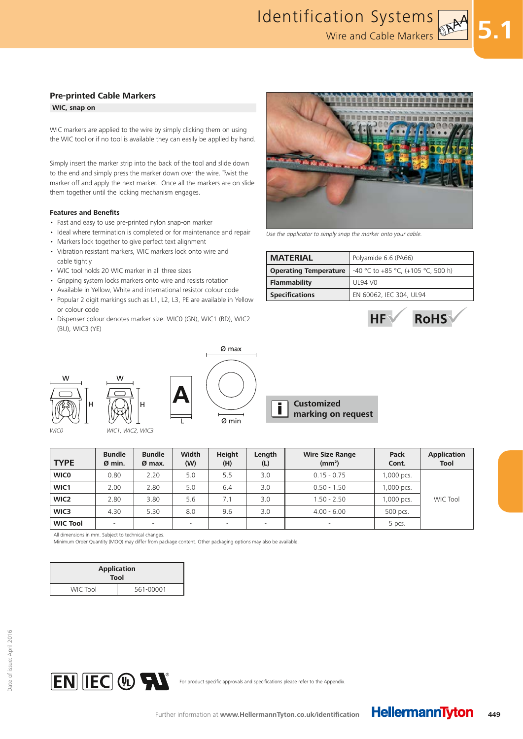## Pre-printed Cable Markers

### WIC, snap on

WIC markers are applied to the wire by simply clicking them on using the WIC tool or if no tool is available they can easily be applied by hand.

Simply insert the marker strip into the back of the tool and slide down to the end and simply press the marker down over the wire. Twist the marker off and apply the next marker. Once all the markers are on slide them together until the locking mechanism engages.

**Features and Benefits**

- Fast and easy to use pre-printed nylon snap-on marker
- Ideal where termination is completed or for maintenance and repair
- Markers lock together to give perfect text alignment
- Vibration resistant markers, WIC markers lock onto wire and cable tightly
- WIC tool holds 20 WIC marker in all three sizes
- Gripping system locks markers onto wire and resists rotation
- Available in Yellow, White and international resistor colour code
- Popular 2 digit markings such as L1, L2, L3, PE are available in Yellow or colour code
- Dispenser colour denotes marker size: WIC0 (GN), WIC1 (RD), WIC2 (BU), WIC3 (YE)

*Use the applicator to simply snap the marker onto your cable.*

| MATERIAL | Polyamide 6.6 (PA66) |
|---|---|
| **Operating Temperature** | -40 °C to +85 °C, (+105 °C, 500 h) |
| **Flammability** | UL94 V0 |
| **Specifications** | EN 60062, IEC 304, UL94 |

HF RoHS

W H W H A L Ø max Ø min

*WIC0* *WIC1, WIC2, WIC3*

**Customized marking on request**

| TYPE | Bundle Ø min. | Bundle Ø max. | Width (W) | Height (H) | Length (L) | Wire Size Range (mm²) | Pack Cont. | Application Tool |
|---|---|---|---|---|---|---|---|---|
| **WIC0** | 0.80 | 2.20 | 5.0 | 5.5 | 3.0 | 0.15 - 0.75 | 1,000 pcs. | WIC Tool |
| **WIC1** | 2.00 | 2.80 | 5.0 | 6.4 | 3.0 | 0.50 - 1.50 | 1,000 pcs. | WIC Tool |
| **WIC2** | 2.80 | 3.80 | 5.6 | 7.1 | 3.0 | 1.50 - 2.50 | 1,000 pcs. | WIC Tool |
| **WIC3** | 4.30 | 5.30 | 8.0 | 9.6 | 3.0 | 4.00 - 6.00 | 500 pcs. | WIC Tool |
| **WIC Tool** | - | - | - | - | - | - | 5 pcs. | |

All dimensions in mm. Subject to technical changes.
Minimum Order Quantity (MOQ) may differ from package content. Other packaging options may also be available.

| Application Tool | |
|---|---|
| WIC Tool | 561-00001 |

For product specific approvals and specifications please refer to the Appendix.

Further information at **www.HellermannTyton.co.uk/identification**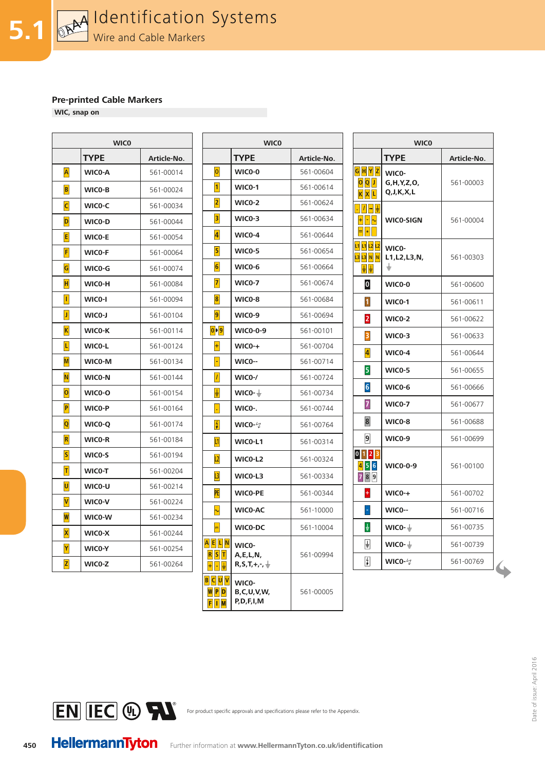## Pre-printed Cable Markers

**WIC, snap on**

| WIC0 | | |
|---|---|---|
| | TYPE | Article-No. |
| A | WIC0-A | 561-00014 |
| B | WIC0-B | 561-00024 |
| C | WIC0-C | 561-00034 |
| D | WIC0-D | 561-00044 |
| E | WIC0-E | 561-00054 |
| F | WIC0-F | 561-00064 |
| G | WIC0-G | 561-00074 |
| H | WIC0-H | 561-00084 |
| I | WIC0-I | 561-00094 |
| J | WIC0-J | 561-00104 |
| K | WIC0-K | 561-00114 |
| L | WIC0-L | 561-00124 |
| M | WIC0-M | 561-00134 |
| N | WIC0-N | 561-00144 |
| O | WIC0-O | 561-00154 |
| P | WIC0-P | 561-00164 |
| Q | WIC0-Q | 561-00174 |
| R | WIC0-R | 561-00184 |
| S | WIC0-S | 561-00194 |
| T | WIC0-T | 561-00204 |
| U | WIC0-U | 561-00214 |
| V | WIC0-V | 561-00224 |
| W | WIC0-W | 561-00234 |
| X | WIC0-X | 561-00244 |
| Y | WIC0-Y | 561-00254 |
| Z | WIC0-Z | 561-00264 |

| WIC0 | | |
|---|---|---|
| | TYPE | Article-No. |
| 0 | WIC0-0 | 561-00604 |
| 1 | WIC0-1 | 561-00614 |
| 2 | WIC0-2 | 561-00624 |
| 3 | WIC0-3 | 561-00634 |
| 4 | WIC0-4 | 561-00644 |
| 5 | WIC0-5 | 561-00654 |
| 6 | WIC0-6 | 561-00664 |
| 7 | WIC0-7 | 561-00674 |
| 8 | WIC0-8 | 561-00684 |
| 9 | WIC0-9 | 561-00694 |
| 0▸9 | WIC0-0-9 | 561-00101 |
| + | WIC0-+ | 561-00704 |
| - | WIC0-- | 561-00714 |
| / | WIC0-/ | 561-00724 |
| ⏚ | WIC0-⏚ | 561-00734 |
| . | WIC0-. | 561-00744 |
| ↯ | WIC0-↯ | 561-00764 |
| L1 | WIC0-L1 | 561-00314 |
| L2 | WIC0-L2 | 561-00324 |
| L3 | WIC0-L3 | 561-00334 |
| PE | WIC0-PE | 561-00344 |
| ~ | WIC0-AC | 561-10000 |
| ⎓ | WIC0-DC | 561-10004 |
| A E L N R S T + - ⏚ | WIC0-A,E,L,N,R,S,T,+,-,⏚ | 561-00994 |
| B C U V W P D F I M | WIC0-B,C,U,V,W,P,D,F,I,M | 561-00005 |

| WIC0 | | |
|---|---|---|
| | TYPE | Article-No. |
| G H Y Z O Q J K X L | WIC0-G,H,Y,Z,O,Q,J,K,X,L | 561-00003 |
| . / - ⏚ + - ~ = * | WIC0-SIGN | 561-00004 |
| L1 L1 L2 L2 L3 L3 N N ⏚ ⏚ | WIC0-L1,L2,L3,N,⏚ | 561-00303 |
| 0 | WIC0-0 | 561-00600 |
| 1 | WIC0-1 | 561-00611 |
| 2 | WIC0-2 | 561-00622 |
| 3 | WIC0-3 | 561-00633 |
| 4 | WIC0-4 | 561-00644 |
| 5 | WIC0-5 | 561-00655 |
| 6 | WIC0-6 | 561-00666 |
| 7 | WIC0-7 | 561-00677 |
| 8 | WIC0-8 | 561-00688 |
| 9 | WIC0-9 | 561-00699 |
| 0 1 2 3 4 5 6 7 8 9 | WIC0-0-9 | 561-00100 |
| + | WIC0-+ | 561-00702 |
| - | WIC0-- | 561-00716 |
| ⏚ | WIC0-⏚ | 561-00735 |
| ⏚ | WIC0-⏚ | 561-00739 |
| ↯ | WIC0-↯ | 561-00769 |

For product specific approvals and specifications please refer to the Appendix.

Further information at **www.HellermannTyton.co.uk/identification**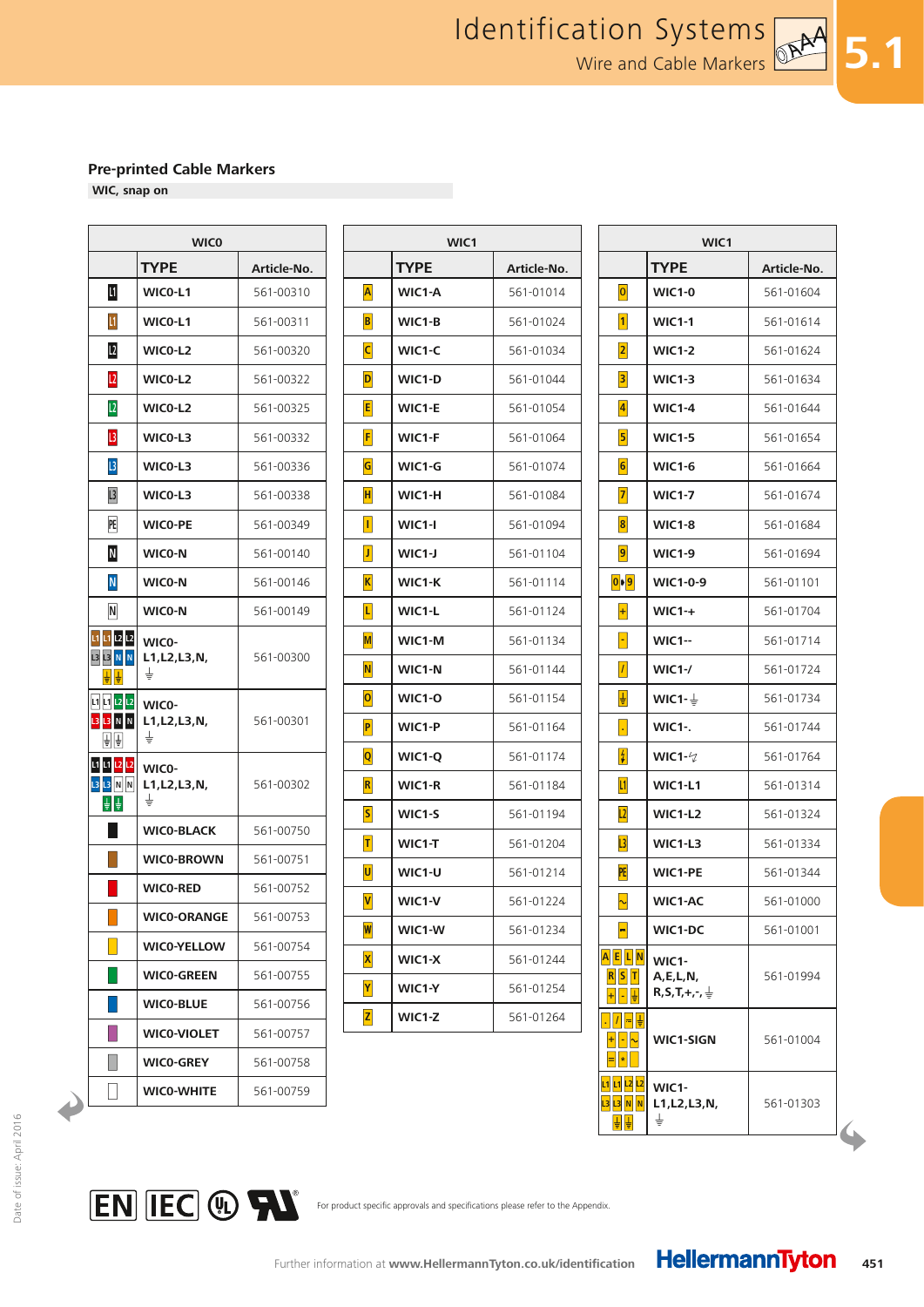## Pre-printed Cable Markers

**WIC, snap on**

| WIC0 | | |
|---|---|---|
| | **TYPE** | **Article-No.** |
| L1 | **WIC0-L1** | 561-00310 |
| L1 | **WIC0-L1** | 561-00311 |
| L2 | **WIC0-L2** | 561-00320 |
| L2 | **WIC0-L2** | 561-00322 |
| L2 | **WIC0-L2** | 561-00325 |
| L3 | **WIC0-L3** | 561-00332 |
| L3 | **WIC0-L3** | 561-00336 |
| L3 | **WIC0-L3** | 561-00338 |
| PE | **WIC0-PE** | 561-00349 |
| N | **WIC0-N** | 561-00140 |
| N | **WIC0-N** | 561-00146 |
| N | **WIC0-N** | 561-00149 |
| L1 L1 L2 L2 L3 L3 N N ⏚ ⏚ | **WIC0-L1,L2,L3,N,⏚** | 561-00300 |
| L1 L1 L2 L2 L3 L3 N N ⏚ ⏚ | **WIC0-L1,L2,L3,N,⏚** | 561-00301 |
| L1 L1 L2 L2 L3 L3 N N ⏚ ⏚ | **WIC0-L1,L2,L3,N,⏚** | 561-00302 |
| | **WIC0-BLACK** | 561-00750 |
| | **WIC0-BROWN** | 561-00751 |
| | **WIC0-RED** | 561-00752 |
| | **WIC0-ORANGE** | 561-00753 |
| | **WIC0-YELLOW** | 561-00754 |
| | **WIC0-GREEN** | 561-00755 |
| | **WIC0-BLUE** | 561-00756 |
| | **WIC0-VIOLET** | 561-00757 |
| | **WIC0-GREY** | 561-00758 |
| | **WIC0-WHITE** | 561-00759 |

| WIC1 | | |
|---|---|---|
| | **TYPE** | **Article-No.** |
| A | **WIC1-A** | 561-01014 |
| B | **WIC1-B** | 561-01024 |
| C | **WIC1-C** | 561-01034 |
| D | **WIC1-D** | 561-01044 |
| E | **WIC1-E** | 561-01054 |
| F | **WIC1-F** | 561-01064 |
| G | **WIC1-G** | 561-01074 |
| H | **WIC1-H** | 561-01084 |
| I | **WIC1-I** | 561-01094 |
| J | **WIC1-J** | 561-01104 |
| K | **WIC1-K** | 561-01114 |
| L | **WIC1-L** | 561-01124 |
| M | **WIC1-M** | 561-01134 |
| N | **WIC1-N** | 561-01144 |
| O | **WIC1-O** | 561-01154 |
| P | **WIC1-P** | 561-01164 |
| Q | **WIC1-Q** | 561-01174 |
| R | **WIC1-R** | 561-01184 |
| S | **WIC1-S** | 561-01194 |
| T | **WIC1-T** | 561-01204 |
| U | **WIC1-U** | 561-01214 |
| V | **WIC1-V** | 561-01224 |
| W | **WIC1-W** | 561-01234 |
| X | **WIC1-X** | 561-01244 |
| Y | **WIC1-Y** | 561-01254 |
| Z | **WIC1-Z** | 561-01264 |

| WIC1 | | |
|---|---|---|
| | **TYPE** | **Article-No.** |
| 0 | **WIC1-0** | 561-01604 |
| 1 | **WIC1-1** | 561-01614 |
| 2 | **WIC1-2** | 561-01624 |
| 3 | **WIC1-3** | 561-01634 |
| 4 | **WIC1-4** | 561-01644 |
| 5 | **WIC1-5** | 561-01654 |
| 6 | **WIC1-6** | 561-01664 |
| 7 | **WIC1-7** | 561-01674 |
| 8 | **WIC1-8** | 561-01684 |
| 9 | **WIC1-9** | 561-01694 |
| 0▸9 | **WIC1-0-9** | 561-01101 |
| + | **WIC1-+** | 561-01704 |
| - | **WIC1--** | 561-01714 |
| / | **WIC1-/** | 561-01724 |
| ⏚ | **WIC1-⏚** | 561-01734 |
| . | **WIC1-.** | 561-01744 |
| ϟ | **WIC1-ϟ** | 561-01764 |
| L1 | **WIC1-L1** | 561-01314 |
| L2 | **WIC1-L2** | 561-01324 |
| L3 | **WIC1-L3** | 561-01334 |
| PE | **WIC1-PE** | 561-01344 |
| ~ | **WIC1-AC** | 561-01000 |
| ⎓ | **WIC1-DC** | 561-01001 |
| A E L N R S T + - ⏚ | **WIC1-A,E,L,N,R,S,T,+,-,⏚** | 561-01994 |
| . / = ⏚ + - ~ ⎓ ϟ | **WIC1-SIGN** | 561-01004 |
| L1 L1 L2 L2 L3 L3 N N ⏚ ⏚ | **WIC1-L1,L2,L3,N,⏚** | 561-01303 |

For product specific approvals and specifications please refer to the Appendix.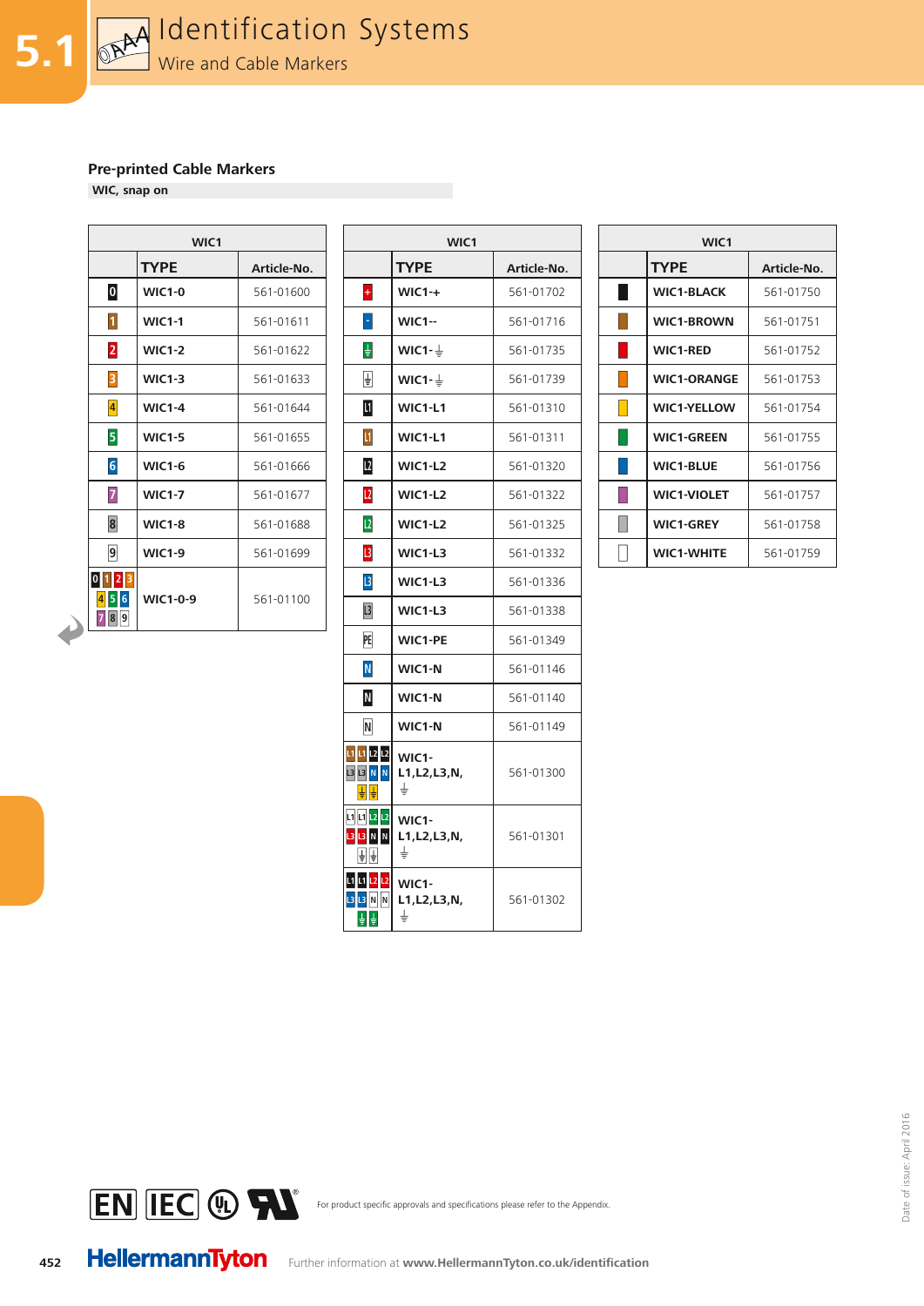## Pre-printed Cable Markers

**WIC, snap on**

| WIC1 | | |
|---|---|---|
| | **TYPE** | **Article-No.** |
| 0 | **WIC1-0** | 561-01600 |
| 1 | **WIC1-1** | 561-01611 |
| 2 | **WIC1-2** | 561-01622 |
| 3 | **WIC1-3** | 561-01633 |
| 4 | **WIC1-4** | 561-01644 |
| 5 | **WIC1-5** | 561-01655 |
| 6 | **WIC1-6** | 561-01666 |
| 7 | **WIC1-7** | 561-01677 |
| 8 | **WIC1-8** | 561-01688 |
| 9 | **WIC1-9** | 561-01699 |
| 0 1 2 3 4 5 6 7 8 9 | **WIC1-0-9** | 561-01100 |

| WIC1 | | |
|---|---|---|
| | **TYPE** | **Article-No.** |
| + | **WIC1-+** | 561-01702 |
| - | **WIC1--** | 561-01716 |
| ⏚ | **WIC1-⏚** | 561-01735 |
| ⏚ | **WIC1-⏚** | 561-01739 |
| L1 | **WIC1-L1** | 561-01310 |
| L1 | **WIC1-L1** | 561-01311 |
| L2 | **WIC1-L2** | 561-01320 |
| L2 | **WIC1-L2** | 561-01322 |
| L2 | **WIC1-L2** | 561-01325 |
| L3 | **WIC1-L3** | 561-01332 |
| L3 | **WIC1-L3** | 561-01336 |
| L3 | **WIC1-L3** | 561-01338 |
| PE | **WIC1-PE** | 561-01349 |
| N | **WIC1-N** | 561-01146 |
| N | **WIC1-N** | 561-01140 |
| N | **WIC1-N** | 561-01149 |
| L1 L1 L2 L2 L3 L3 N N ⏚ ⏚ | **WIC1-L1,L2,L3,N,⏚** | 561-01300 |
| L1 L1 L2 L2 L3 L3 N N ⏚ ⏚ | **WIC1-L1,L2,L3,N,⏚** | 561-01301 |
| L1 L1 L2 L2 L3 L3 N N ⏚ ⏚ | **WIC1-L1,L2,L3,N,⏚** | 561-01302 |

| WIC1 | | |
|---|---|---|
| | **TYPE** | **Article-No.** |
| | **WIC1-BLACK** | 561-01750 |
| | **WIC1-BROWN** | 561-01751 |
| | **WIC1-RED** | 561-01752 |
| | **WIC1-ORANGE** | 561-01753 |
| | **WIC1-YELLOW** | 561-01754 |
| | **WIC1-GREEN** | 561-01755 |
| | **WIC1-BLUE** | 561-01756 |
| | **WIC1-VIOLET** | 561-01757 |
| | **WIC1-GREY** | 561-01758 |
| | **WIC1-WHITE** | 561-01759 |

For product specific approvals and specifications please refer to the Appendix.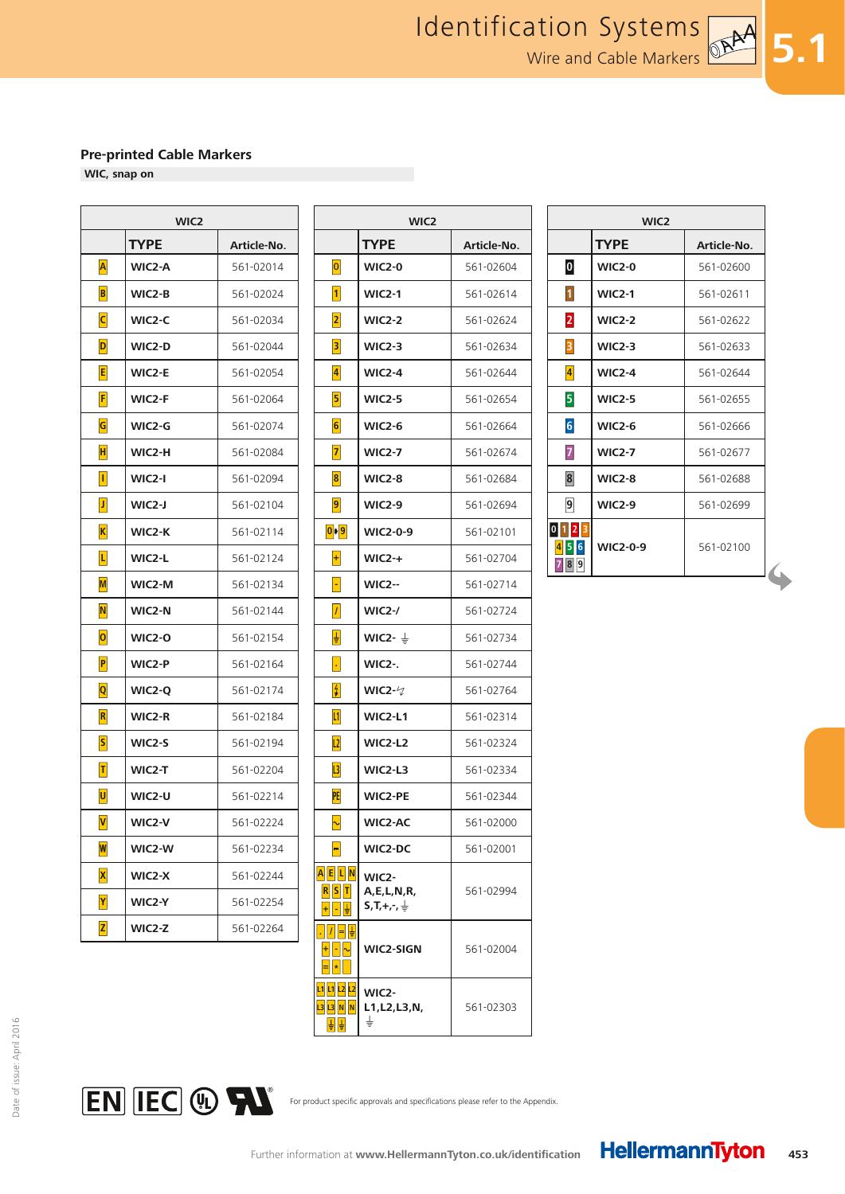## Pre-printed Cable Markers

**WIC, snap on**

| WIC2 | | |
|---|---|---|
| | **TYPE** | **Article-No.** |
| A | **WIC2-A** | 561-02014 |
| B | **WIC2-B** | 561-02024 |
| C | **WIC2-C** | 561-02034 |
| D | **WIC2-D** | 561-02044 |
| E | **WIC2-E** | 561-02054 |
| F | **WIC2-F** | 561-02064 |
| G | **WIC2-G** | 561-02074 |
| H | **WIC2-H** | 561-02084 |
| I | **WIC2-I** | 561-02094 |
| J | **WIC2-J** | 561-02104 |
| K | **WIC2-K** | 561-02114 |
| L | **WIC2-L** | 561-02124 |
| M | **WIC2-M** | 561-02134 |
| N | **WIC2-N** | 561-02144 |
| O | **WIC2-O** | 561-02154 |
| P | **WIC2-P** | 561-02164 |
| Q | **WIC2-Q** | 561-02174 |
| R | **WIC2-R** | 561-02184 |
| S | **WIC2-S** | 561-02194 |
| T | **WIC2-T** | 561-02204 |
| U | **WIC2-U** | 561-02214 |
| V | **WIC2-V** | 561-02224 |
| W | **WIC2-W** | 561-02234 |
| X | **WIC2-X** | 561-02244 |
| Y | **WIC2-Y** | 561-02254 |
| Z | **WIC2-Z** | 561-02264 |

| WIC2 | | |
|---|---|---|
| | **TYPE** | **Article-No.** |
| 0 | **WIC2-0** | 561-02604 |
| 1 | **WIC2-1** | 561-02614 |
| 2 | **WIC2-2** | 561-02624 |
| 3 | **WIC2-3** | 561-02634 |
| 4 | **WIC2-4** | 561-02644 |
| 5 | **WIC2-5** | 561-02654 |
| 6 | **WIC2-6** | 561-02664 |
| 7 | **WIC2-7** | 561-02674 |
| 8 | **WIC2-8** | 561-02684 |
| 9 | **WIC2-9** | 561-02694 |
| 0▸9 | **WIC2-0-9** | 561-02101 |
| + | **WIC2-+** | 561-02704 |
| - | **WIC2--** | 561-02714 |
| / | **WIC2-/** | 561-02724 |
| ⏚ | **WIC2- ⏚** | 561-02734 |
| . | **WIC2-.** | 561-02744 |
| ϟ | **WIC2-ϟ** | 561-02764 |
| L1 | **WIC2-L1** | 561-02314 |
| L2 | **WIC2-L2** | 561-02324 |
| L3 | **WIC2-L3** | 561-02334 |
| PE | **WIC2-PE** | 561-02344 |
| ~ | **WIC2-AC** | 561-02000 |
| ⎓ | **WIC2-DC** | 561-02001 |
| A E L N R S T + - ⏚ | **WIC2-A,E,L,N,R,S,T,+,-,⏚** | 561-02994 |
| . / = ⏚ + - ~ ≡ * | **WIC2-SIGN** | 561-02004 |
| L1 L1 L2 L2 L3 L3 N N ⏚ ⏚ | **WIC2-L1,L2,L3,N,⏚** | 561-02303 |

| WIC2 | | |
|---|---|---|
| | **TYPE** | **Article-No.** |
| 0 | **WIC2-0** | 561-02600 |
| 1 | **WIC2-1** | 561-02611 |
| 2 | **WIC2-2** | 561-02622 |
| 3 | **WIC2-3** | 561-02633 |
| 4 | **WIC2-4** | 561-02644 |
| 5 | **WIC2-5** | 561-02655 |
| 6 | **WIC2-6** | 561-02666 |
| 7 | **WIC2-7** | 561-02677 |
| 8 | **WIC2-8** | 561-02688 |
| 9 | **WIC2-9** | 561-02699 |
| 0 1 2 3 4 5 6 7 8 9 | **WIC2-0-9** | 561-02100 |

EN IEC UL

For product specific approvals and specifications please refer to the Appendix.

Further information at **www.HellermannTyton.co.uk/identification**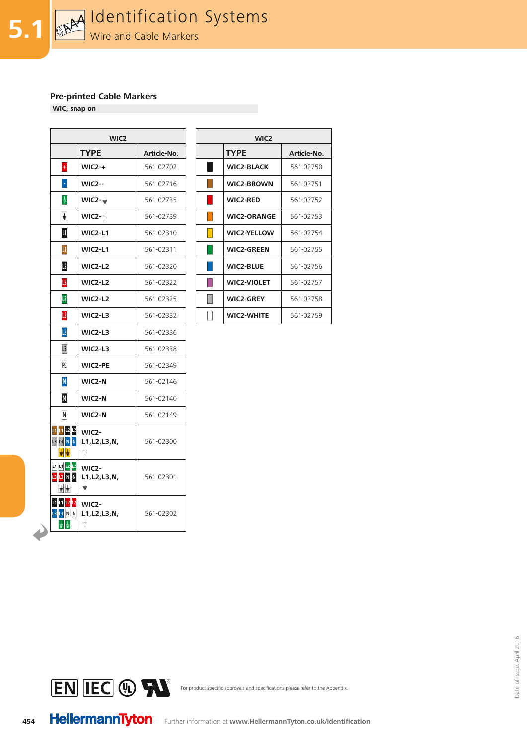# Identification Systems

## Wire and Cable Markers

### Pre-printed Cable Markers

**WIC, snap on**

| WIC2 | | |
|---|---|---|
| | **TYPE** | **Article-No.** |
| | **WIC2-+** | 561-02702 |
| | **WIC2--** | 561-02716 |
| | **WIC2-⏚** | 561-02735 |
| | **WIC2-⏚** | 561-02739 |
| | **WIC2-L1** | 561-02310 |
| | **WIC2-L1** | 561-02311 |
| | **WIC2-L2** | 561-02320 |
| | **WIC2-L2** | 561-02322 |
| | **WIC2-L2** | 561-02325 |
| | **WIC2-L3** | 561-02332 |
| | **WIC2-L3** | 561-02336 |
| | **WIC2-L3** | 561-02338 |
| | **WIC2-PE** | 561-02349 |
| | **WIC2-N** | 561-02146 |
| | **WIC2-N** | 561-02140 |
| | **WIC2-N** | 561-02149 |
| | **WIC2-L1,L2,L3,N,⏚** | 561-02300 |
| | **WIC2-L1,L2,L3,N,⏚** | 561-02301 |
| | **WIC2-L1,L2,L3,N,⏚** | 561-02302 |

| WIC2 | | |
|---|---|---|
| | **TYPE** | **Article-No.** |
| | **WIC2-BLACK** | 561-02750 |
| | **WIC2-BROWN** | 561-02751 |
| | **WIC2-RED** | 561-02752 |
| | **WIC2-ORANGE** | 561-02753 |
| | **WIC2-YELLOW** | 561-02754 |
| | **WIC2-GREEN** | 561-02755 |
| | **WIC2-BLUE** | 561-02756 |
| | **WIC2-VIOLET** | 561-02757 |
| | **WIC2-GREY** | 561-02758 |
| | **WIC2-WHITE** | 561-02759 |

For product specific approvals and specifications please refer to the Appendix.

Further information at **www.HellermannTyton.co.uk/identification**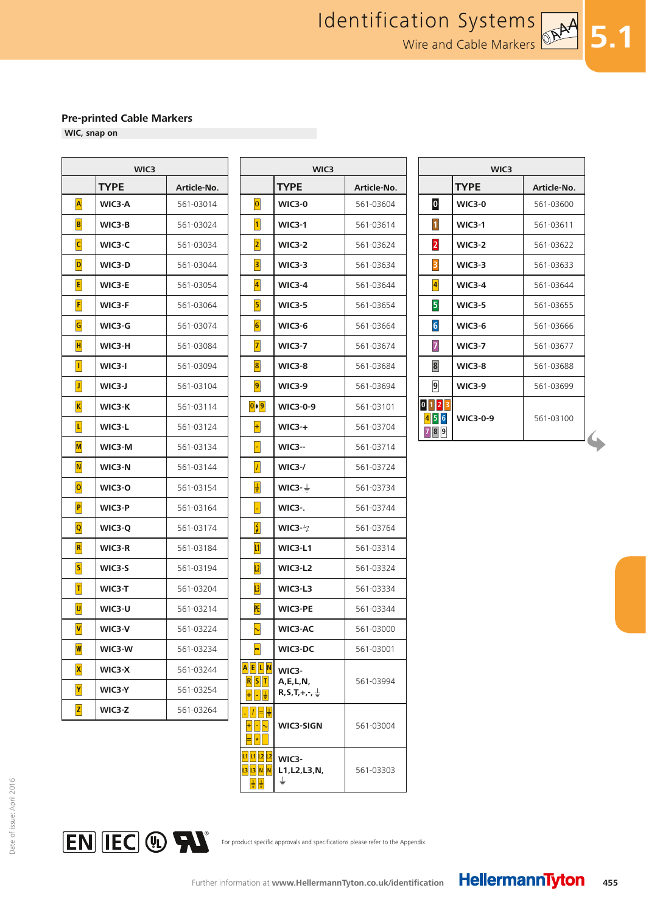## Pre-printed Cable Markers

**WIC, snap on**

| WIC3 | | |
|---|---|---|
| | **TYPE** | **Article-No.** |
| A | **WIC3-A** | 561-03014 |
| B | **WIC3-B** | 561-03024 |
| C | **WIC3-C** | 561-03034 |
| D | **WIC3-D** | 561-03044 |
| E | **WIC3-E** | 561-03054 |
| F | **WIC3-F** | 561-03064 |
| G | **WIC3-G** | 561-03074 |
| H | **WIC3-H** | 561-03084 |
| I | **WIC3-I** | 561-03094 |
| J | **WIC3-J** | 561-03104 |
| K | **WIC3-K** | 561-03114 |
| L | **WIC3-L** | 561-03124 |
| M | **WIC3-M** | 561-03134 |
| N | **WIC3-N** | 561-03144 |
| O | **WIC3-O** | 561-03154 |
| P | **WIC3-P** | 561-03164 |
| Q | **WIC3-Q** | 561-03174 |
| R | **WIC3-R** | 561-03184 |
| S | **WIC3-S** | 561-03194 |
| T | **WIC3-T** | 561-03204 |
| U | **WIC3-U** | 561-03214 |
| V | **WIC3-V** | 561-03224 |
| W | **WIC3-W** | 561-03234 |
| X | **WIC3-X** | 561-03244 |
| Y | **WIC3-Y** | 561-03254 |
| Z | **WIC3-Z** | 561-03264 |

| WIC3 | | |
|---|---|---|
| | **TYPE** | **Article-No.** |
| 0 | **WIC3-0** | 561-03604 |
| 1 | **WIC3-1** | 561-03614 |
| 2 | **WIC3-2** | 561-03624 |
| 3 | **WIC3-3** | 561-03634 |
| 4 | **WIC3-4** | 561-03644 |
| 5 | **WIC3-5** | 561-03654 |
| 6 | **WIC3-6** | 561-03664 |
| 7 | **WIC3-7** | 561-03674 |
| 8 | **WIC3-8** | 561-03684 |
| 9 | **WIC3-9** | 561-03694 |
| 0▸9 | **WIC3-0-9** | 561-03101 |
| + | **WIC3-+** | 561-03704 |
| - | **WIC3--** | 561-03714 |
| / | **WIC3-/** | 561-03724 |
| ⏚ | **WIC3-⏚** | 561-03734 |
| . | **WIC3-.** | 561-03744 |
| ϟ | **WIC3-ϟ** | 561-03764 |
| L1 | **WIC3-L1** | 561-03314 |
| L2 | **WIC3-L2** | 561-03324 |
| L3 | **WIC3-L3** | 561-03334 |
| PE | **WIC3-PE** | 561-03344 |
| ~ | **WIC3-AC** | 561-03000 |
| ⎓ | **WIC3-DC** | 561-03001 |
| A E L N R S T + - ⏚ | **WIC3-A,E,L,N,R,S,T,+,-,⏚** | 561-03994 |
| . / = ⏚ + - ~ = * | **WIC3-SIGN** | 561-03004 |
| L1 L1 L2 L2 L3 L3 N N ⏚ ⏚ | **WIC3-L1,L2,L3,N,⏚** | 561-03303 |

| WIC3 | | |
|---|---|---|
| | **TYPE** | **Article-No.** |
| 0 | **WIC3-0** | 561-03600 |
| 1 | **WIC3-1** | 561-03611 |
| 2 | **WIC3-2** | 561-03622 |
| 3 | **WIC3-3** | 561-03633 |
| 4 | **WIC3-4** | 561-03644 |
| 5 | **WIC3-5** | 561-03655 |
| 6 | **WIC3-6** | 561-03666 |
| 7 | **WIC3-7** | 561-03677 |
| 8 | **WIC3-8** | 561-03688 |
| 9 | **WIC3-9** | 561-03699 |
| 0 1 2 3 4 5 6 7 8 9 | **WIC3-0-9** | 561-03100 |

For product specific approvals and specifications please refer to the Appendix.

Further information at **www.HellermannTyton.co.uk/identification**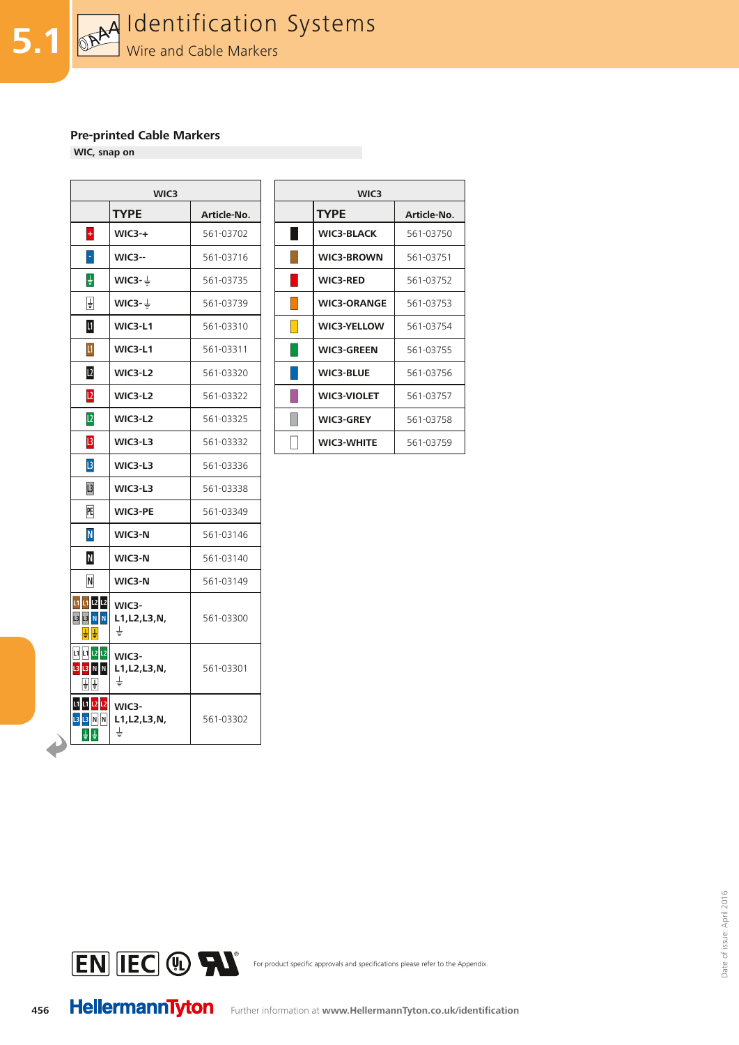## Pre-printed Cable Markers

**WIC, snap on**

| WIC3 | | |
|---|---|---|
| | **TYPE** | **Article-No.** |
| + | **WIC3-+** | 561-03702 |
| - | **WIC3--** | 561-03716 |
| ⏚ | **WIC3-⏚** | 561-03735 |
| ⏚ | **WIC3-⏚** | 561-03739 |
| L1 | **WIC3-L1** | 561-03310 |
| L1 | **WIC3-L1** | 561-03311 |
| L2 | **WIC3-L2** | 561-03320 |
| L2 | **WIC3-L2** | 561-03322 |
| L2 | **WIC3-L2** | 561-03325 |
| L3 | **WIC3-L3** | 561-03332 |
| L3 | **WIC3-L3** | 561-03336 |
| L3 | **WIC3-L3** | 561-03338 |
| PE | **WIC3-PE** | 561-03349 |
| N | **WIC3-N** | 561-03146 |
| N | **WIC3-N** | 561-03140 |
| N | **WIC3-N** | 561-03149 |
| L1 L1 L2 L2 L3 L3 N N ⏚ ⏚ | **WIC3-L1,L2,L3,N,⏚** | 561-03300 |
| L1 L1 L2 L2 L3 L3 N N ⏚ ⏚ | **WIC3-L1,L2,L3,N,⏚** | 561-03301 |
| L1 L1 L2 L2 L3 L3 N N ⏚ ⏚ | **WIC3-L1,L2,L3,N,⏚** | 561-03302 |

| WIC3 | | |
|---|---|---|
| | **TYPE** | **Article-No.** |
| | **WIC3-BLACK** | 561-03750 |
| | **WIC3-BROWN** | 561-03751 |
| | **WIC3-RED** | 561-03752 |
| | **WIC3-ORANGE** | 561-03753 |
| | **WIC3-YELLOW** | 561-03754 |
| | **WIC3-GREEN** | 561-03755 |
| | **WIC3-BLUE** | 561-03756 |
| | **WIC3-VIOLET** | 561-03757 |
| | **WIC3-GREY** | 561-03758 |
| | **WIC3-WHITE** | 561-03759 |

EN IEC

For product specific approvals and specifications please refer to the Appendix.

Further information at **www.HellermannTyton.co.uk/identification**

Date of issue: April 2016